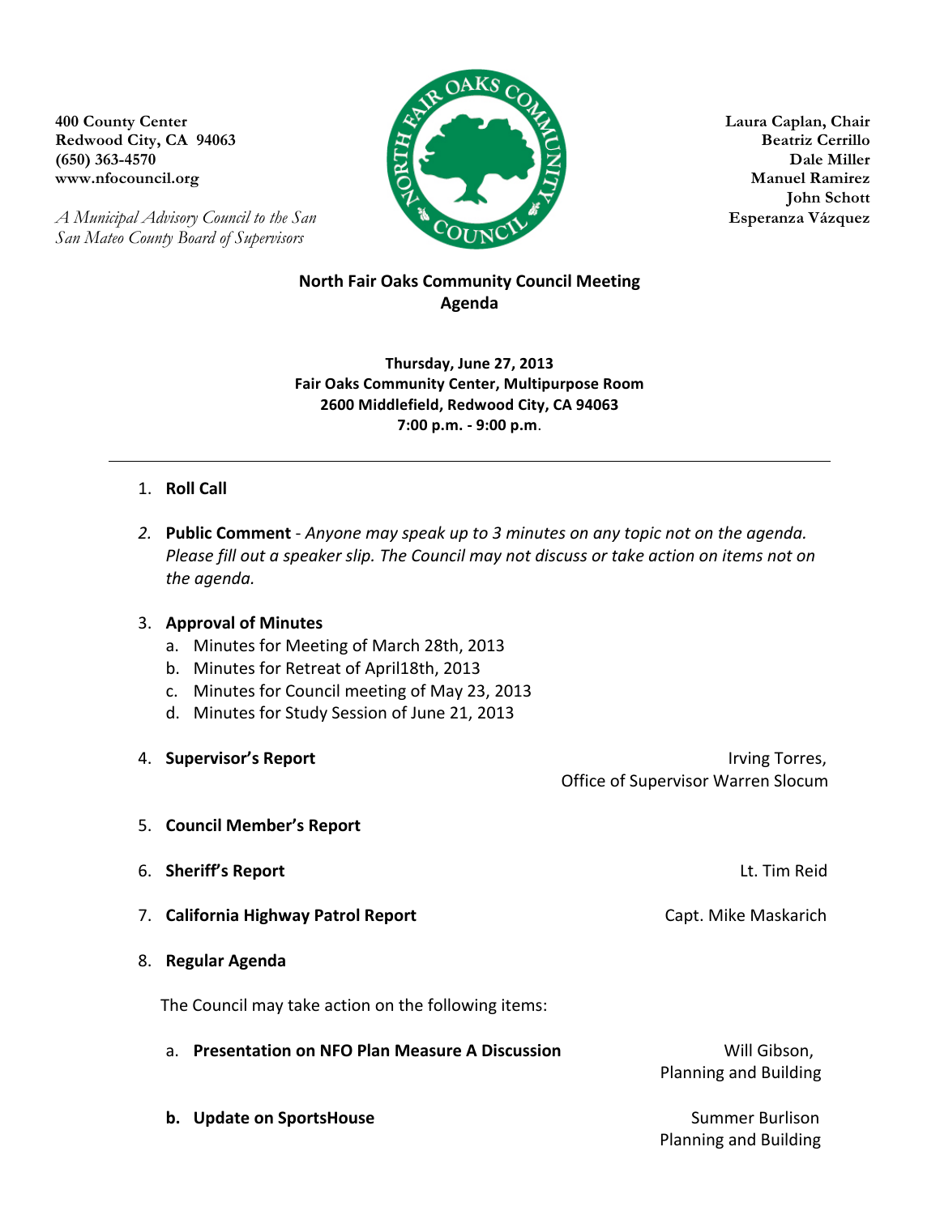**400 County Center**
**Redwood City, CA 94063**
**(650) 363-4570**
**www.nfocouncil.org**

*A Municipal Advisory Council to the San San Mateo County Board of Supervisors*

**Laura Caplan, Chair**
**Beatriz Cerrillo**
**Dale Miller**
**Manuel Ramirez**
**John Schott**
**Esperanza Vázquez**

## North Fair Oaks Community Council Meeting Agenda

**Thursday, June 27, 2013**
**Fair Oaks Community Center, Multipurpose Room**
**2600 Middlefield, Redwood City, CA 94063**
**7:00 p.m. - 9:00 p.m.**

---

1. **Roll Call**

2. **Public Comment** - *Anyone may speak up to 3 minutes on any topic not on the agenda. Please fill out a speaker slip. The Council may not discuss or take action on items not on the agenda.*

3. **Approval of Minutes**
   a. Minutes for Meeting of March 28th, 2013
   b. Minutes for Retreat of April18th, 2013
   c. Minutes for Council meeting of May 23, 2013
   d. Minutes for Study Session of June 21, 2013

4. **Supervisor's Report** — Irving Torres, Office of Supervisor Warren Slocum

5. **Council Member's Report**

6. **Sheriff's Report** — Lt. Tim Reid

7. **California Highway Patrol Report** — Capt. Mike Maskarich

8. **Regular Agenda**

   The Council may take action on the following items:

   a. **Presentation on NFO Plan Measure A Discussion** — Will Gibson, Planning and Building

   **b. Update on SportsHouse** — Summer Burlison, Planning and Building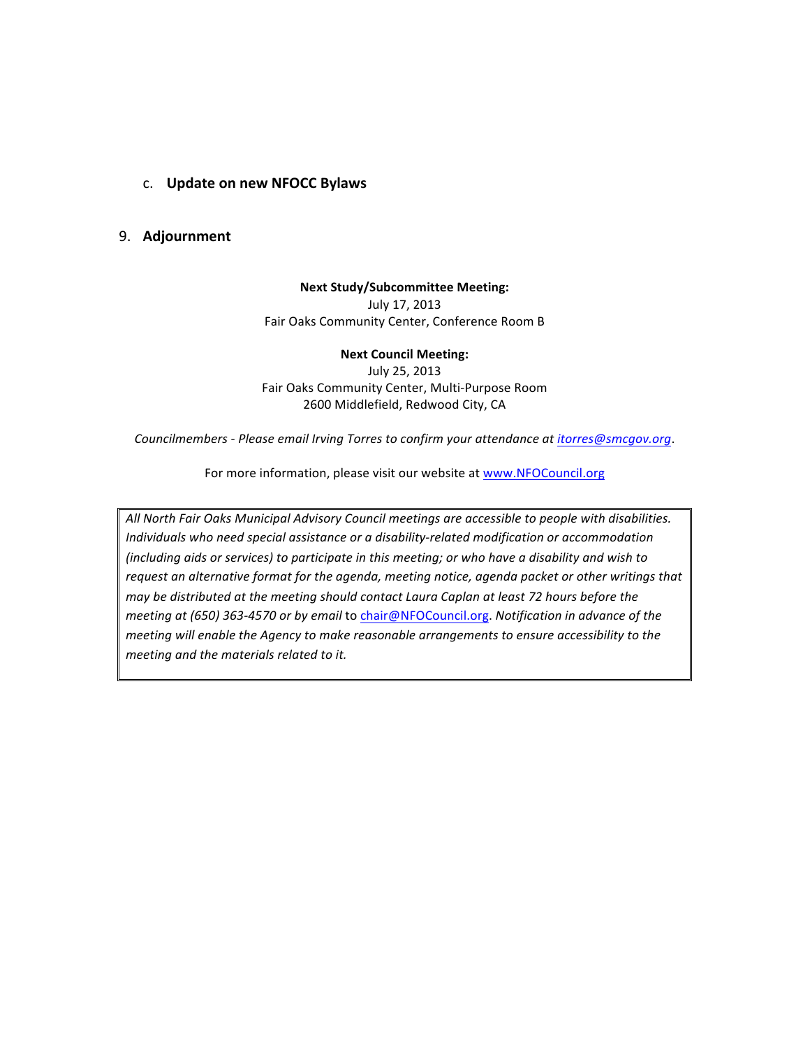c. **Update on new NFOCC Bylaws**

9. **Adjournment**

**Next Study/Subcommittee Meeting:**
July 17, 2013
Fair Oaks Community Center, Conference Room B

**Next Council Meeting:**
July 25, 2013
Fair Oaks Community Center, Multi-Purpose Room
2600 Middlefield, Redwood City, CA

*Councilmembers - Please email Irving Torres to confirm your attendance at itorres@smcgov.org.*

For more information, please visit our website at www.NFOCouncil.org

*All North Fair Oaks Municipal Advisory Council meetings are accessible to people with disabilities. Individuals who need special assistance or a disability-related modification or accommodation (including aids or services) to participate in this meeting; or who have a disability and wish to request an alternative format for the agenda, meeting notice, agenda packet or other writings that may be distributed at the meeting should contact Laura Caplan at least 72 hours before the meeting at (650) 363-4570 or by email* to chair@NFOCouncil.org. *Notification in advance of the meeting will enable the Agency to make reasonable arrangements to ensure accessibility to the meeting and the materials related to it.*